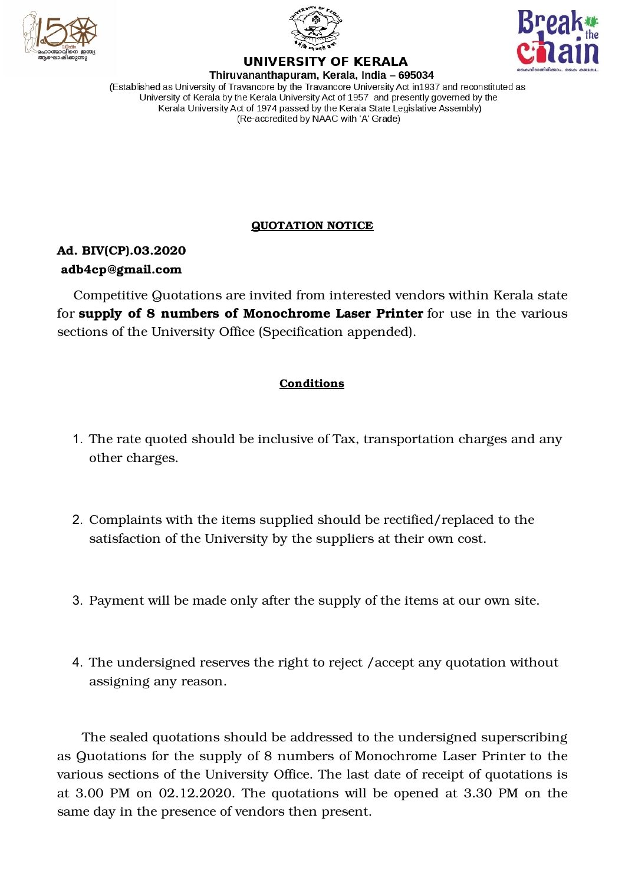# UNIVERSITY OF KERALA

**Thiruvananthapuram, Kerala, India – 695034**

(Established as University of Travancore by the Travancore University Act in1937 and reconstituted as University of Kerala by the Kerala University Act of 1957 and presently governed by the Kerala University Act of 1974 passed by the Kerala State Legislative Assembly)
(Re-accredited by NAAC with 'A' Grade)

## QUOTATION NOTICE

**Ad. BIV(CP).03.2020**
**adb4cp@gmail.com**

Competitive Quotations are invited from interested vendors within Kerala state for **supply of 8 numbers of Monochrome Laser Printer** for use in the various sections of the University Office (Specification appended).

## Conditions

1. The rate quoted should be inclusive of Tax, transportation charges and any other charges.

2. Complaints with the items supplied should be rectified/replaced to the satisfaction of the University by the suppliers at their own cost.

3. Payment will be made only after the supply of the items at our own site.

4. The undersigned reserves the right to reject /accept any quotation without assigning any reason.

The sealed quotations should be addressed to the undersigned superscribing as Quotations for the supply of 8 numbers of Monochrome Laser Printer to the various sections of the University Office. The last date of receipt of quotations is at 3.00 PM on 02.12.2020. The quotations will be opened at 3.30 PM on the same day in the presence of vendors then present.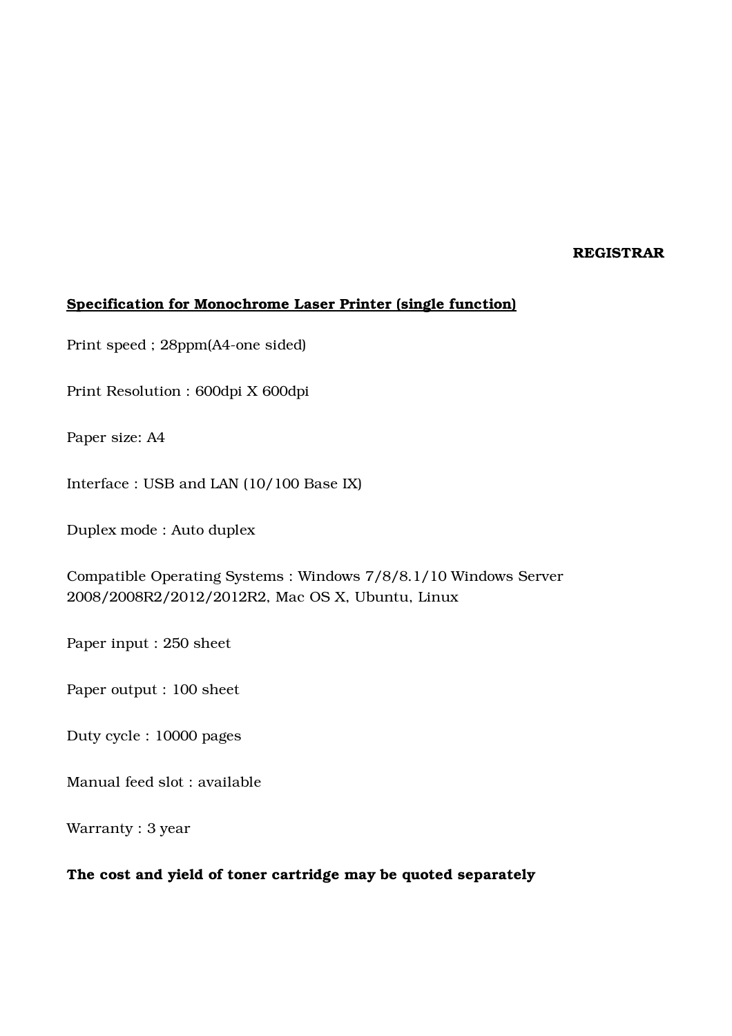**REGISTRAR**

**Specification for Monochrome Laser Printer (single function)**

Print speed ; 28ppm(A4-one sided)

Print Resolution : 600dpi X 600dpi

Paper size: A4

Interface : USB and LAN (10/100 Base IX)

Duplex mode : Auto duplex

Compatible Operating Systems : Windows 7/8/8.1/10 Windows Server 2008/2008R2/2012/2012R2, Mac OS X, Ubuntu, Linux

Paper input : 250 sheet

Paper output : 100 sheet

Duty cycle : 10000 pages

Manual feed slot : available

Warranty : 3 year

**The cost and yield of toner cartridge may be quoted separately**